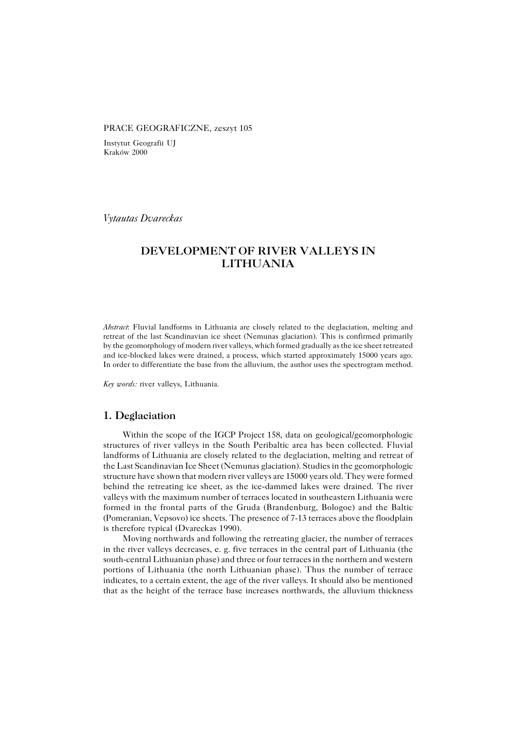PRACE GEOGRAFICZNE, zeszyt 105

Instytut Geografii UJ
Kraków 2000

*Vytautas Dvareckas*

# DEVELOPMENT OF RIVER VALLEYS IN LITHUANIA

*Abstract*: Fluvial landforms in Lithuania are closely related to the deglaciation, melting and retreat of the last Scandinavian ice sheet (Nemunas glaciation). This is confirmed primarily by the geomorphology of modern river valleys, which formed gradually as the ice sheet retreated and ice-blocked lakes were drained, a process, which started approximately 15000 years ago. In order to differentiate the base from the alluvium, the author uses the spectrogram method.

*Key words:* river valleys, Lithuania.

## 1. Deglaciation

Within the scope of the IGCP Project 158, data on geological/geomorphologic structures of river valleys in the South Peribaltic area has been collected. Fluvial landforms of Lithuania are closely related to the deglaciation, melting and retreat of the Last Scandinavian Ice Sheet (Nemunas glaciation). Studies in the geomorphologic structure have shown that modern river valleys are 15000 years old. They were formed behind the retreating ice sheet, as the ice-dammed lakes were drained. The river valleys with the maximum number of terraces located in southeastern Lithuania were formed in the frontal parts of the Gruda (Brandenburg, Bologoe) and the Baltic (Pomeranian, Vepsovo) ice sheets. The presence of 7-13 terraces above the floodplain is therefore typical (Dvareckas 1990).

Moving northwards and following the retreating glacier, the number of terraces in the river valleys decreases, e. g. five terraces in the central part of Lithuania (the south-central Lithuanian phase) and three or four terraces in the northern and western portions of Lithuania (the north Lithuanian phase). Thus the number of terrace indicates, to a certain extent, the age of the river valleys. It should also be mentioned that as the height of the terrace base increases northwards, the alluvium thickness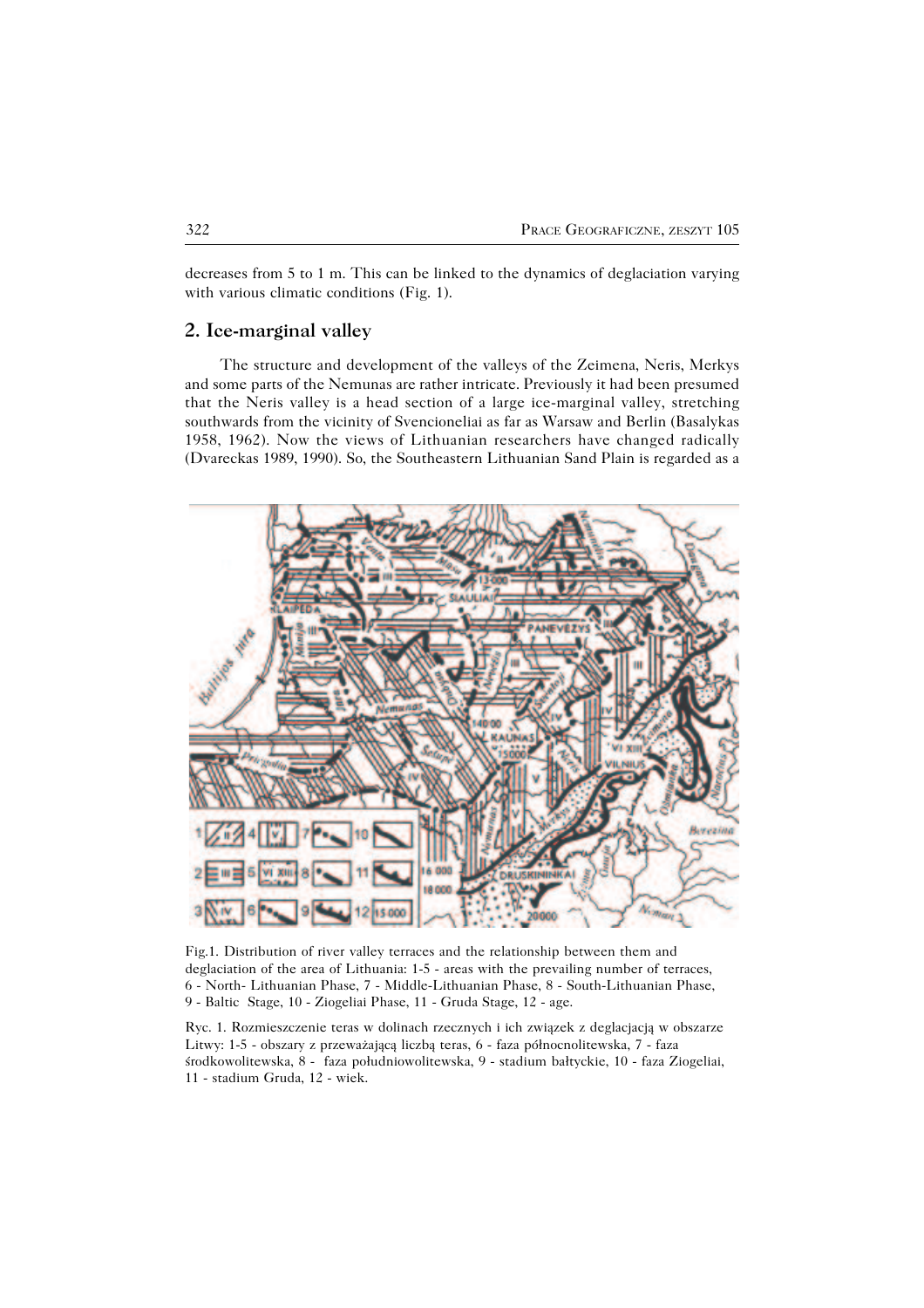decreases from 5 to 1 m. This can be linked to the dynamics of deglaciation varying with various climatic conditions (Fig. 1).

## 2. Ice-marginal valley

The structure and development of the valleys of the Zeimena, Neris, Merkys and some parts of the Nemunas are rather intricate. Previously it had been presumed that the Neris valley is a head section of a large ice-marginal valley, stretching southwards from the vicinity of Svencioneliai as far as Warsaw and Berlin (Basalykas 1958, 1962). Now the views of Lithuanian researchers have changed radically (Dvareckas 1989, 1990). So, the Southeastern Lithuanian Sand Plain is regarded as a

Fig.1. Distribution of river valley terraces and the relationship between them and deglaciation of the area of Lithuania: 1-5 - areas with the prevailing number of terraces, 6 - North- Lithuanian Phase, 7 - Middle-Lithuanian Phase, 8 - South-Lithuanian Phase, 9 - Baltic Stage, 10 - Ziogeliai Phase, 11 - Gruda Stage, 12 - age.

Ryc. 1. Rozmieszczenie teras w dolinach rzecznych i ich związek z deglacjacją w obszarze Litwy: 1-5 - obszary z przeważającą liczbą teras, 6 - faza północnolitewska, 7 - faza środkowolitewska, 8 - faza południowolitewska, 9 - stadium bałtyckie, 10 - faza Ziogeliai, 11 - stadium Gruda, 12 - wiek.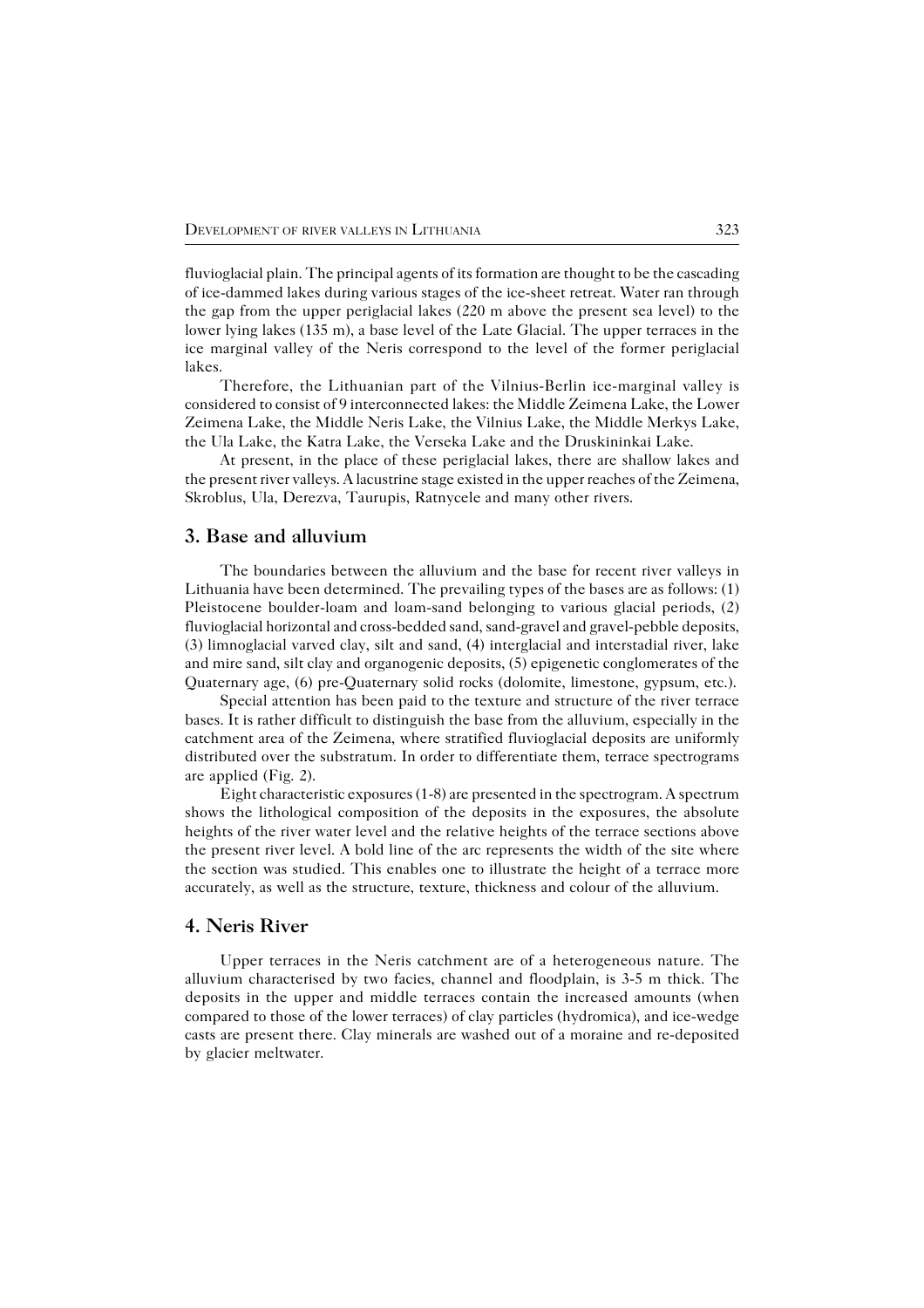fluvioglacial plain. The principal agents of its formation are thought to be the cascading of ice-dammed lakes during various stages of the ice-sheet retreat. Water ran through the gap from the upper periglacial lakes (220 m above the present sea level) to the lower lying lakes (135 m), a base level of the Late Glacial. The upper terraces in the ice marginal valley of the Neris correspond to the level of the former periglacial lakes.

Therefore, the Lithuanian part of the Vilnius-Berlin ice-marginal valley is considered to consist of 9 interconnected lakes: the Middle Zeimena Lake, the Lower Zeimena Lake, the Middle Neris Lake, the Vilnius Lake, the Middle Merkys Lake, the Ula Lake, the Katra Lake, the Verseka Lake and the Druskininkai Lake.

At present, in the place of these periglacial lakes, there are shallow lakes and the present river valleys. A lacustrine stage existed in the upper reaches of the Zeimena, Skroblus, Ula, Derezva, Taurupis, Ratnycele and many other rivers.

## 3. Base and alluvium

The boundaries between the alluvium and the base for recent river valleys in Lithuania have been determined. The prevailing types of the bases are as follows: (1) Pleistocene boulder-loam and loam-sand belonging to various glacial periods, (2) fluvioglacial horizontal and cross-bedded sand, sand-gravel and gravel-pebble deposits, (3) limnoglacial varved clay, silt and sand, (4) interglacial and interstadial river, lake and mire sand, silt clay and organogenic deposits, (5) epigenetic conglomerates of the Quaternary age, (6) pre-Quaternary solid rocks (dolomite, limestone, gypsum, etc.).

Special attention has been paid to the texture and structure of the river terrace bases. It is rather difficult to distinguish the base from the alluvium, especially in the catchment area of the Zeimena, where stratified fluvioglacial deposits are uniformly distributed over the substratum. In order to differentiate them, terrace spectrograms are applied (Fig. 2).

Eight characteristic exposures (1-8) are presented in the spectrogram. A spectrum shows the lithological composition of the deposits in the exposures, the absolute heights of the river water level and the relative heights of the terrace sections above the present river level. A bold line of the arc represents the width of the site where the section was studied. This enables one to illustrate the height of a terrace more accurately, as well as the structure, texture, thickness and colour of the alluvium.

## 4. Neris River

Upper terraces in the Neris catchment are of a heterogeneous nature. The alluvium characterised by two facies, channel and floodplain, is 3-5 m thick. The deposits in the upper and middle terraces contain the increased amounts (when compared to those of the lower terraces) of clay particles (hydromica), and ice-wedge casts are present there. Clay minerals are washed out of a moraine and re-deposited by glacier meltwater.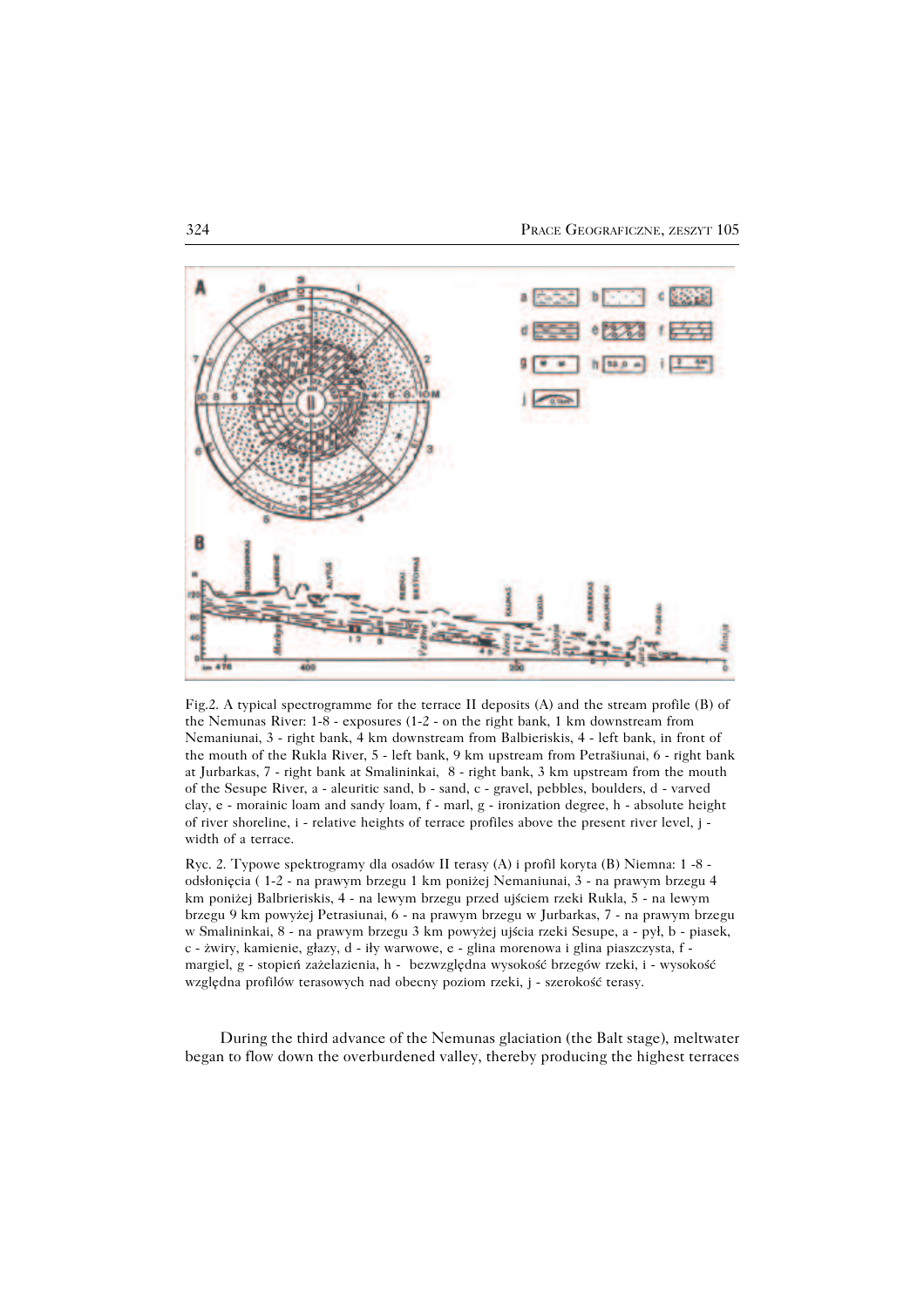Fig.2. A typical spectrogramme for the terrace II deposits (A) and the stream profile (B) of the Nemunas River: 1-8 - exposures (1-2 - on the right bank, 1 km downstream from Nemaniunai, 3 - right bank, 4 km downstream from Balbieriskis, 4 - left bank, in front of the mouth of the Rukla River, 5 - left bank, 9 km upstream from Petrašiunai, 6 - right bank at Jurbarkas, 7 - right bank at Smalininkai, 8 - right bank, 3 km upstream from the mouth of the Sesupe River, a - aleuritic sand, b - sand, c - gravel, pebbles, boulders, d - varved clay, e - morainic loam and sandy loam, f - marl, g - ironization degree, h - absolute height of river shoreline, i - relative heights of terrace profiles above the present river level, j - width of a terrace.

Ryc. 2. Typowe spektrogramy dla osadów II terasy (A) i profil koryta (B) Niemna: 1 -8 - odsłonięcia ( 1-2 - na prawym brzegu 1 km poniżej Nemaniunai, 3 - na prawym brzegu 4 km poniżej Balbrieriskis, 4 - na lewym brzegu przed ujściem rzeki Rukla, 5 - na lewym brzegu 9 km powyżej Petrasiunai, 6 - na prawym brzegu w Jurbarkas, 7 - na prawym brzegu w Smalininkai, 8 - na prawym brzegu 3 km powyżej ujścia rzeki Sesupe, a - pył, b - piasek, c - żwiry, kamienie, głazy, d - iły warwowe, e - glina morenowa i glina piaszczysta, f - margiel, g - stopień zażelazienia, h - bezwzględna wysokość brzegów rzeki, i - wysokość względna profilów terasowych nad obecny poziom rzeki, j - szerokość terasy.

During the third advance of the Nemunas glaciation (the Balt stage), meltwater began to flow down the overburdened valley, thereby producing the highest terraces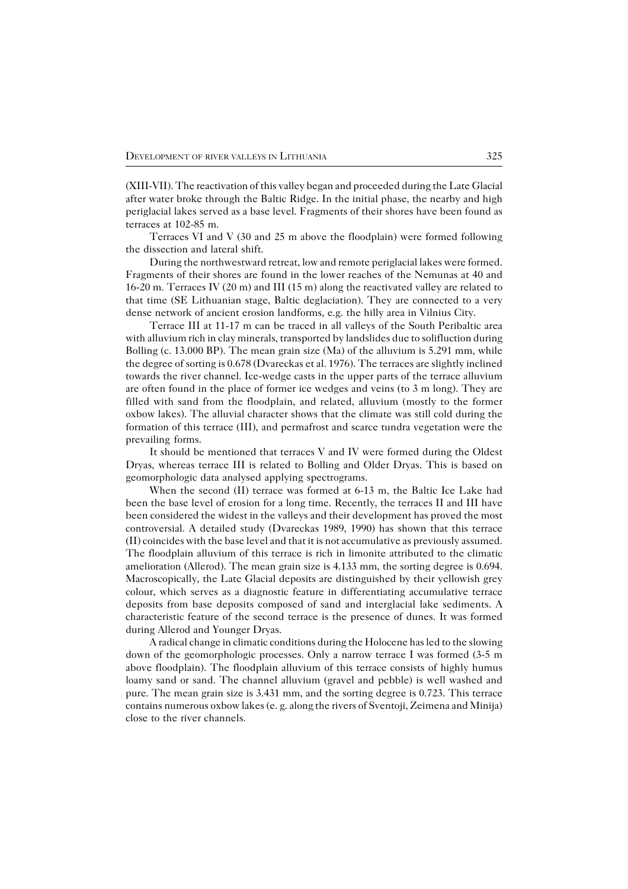(XIII-VII). The reactivation of this valley began and proceeded during the Late Glacial after water broke through the Baltic Ridge. In the initial phase, the nearby and high periglacial lakes served as a base level. Fragments of their shores have been found as terraces at 102-85 m.

Terraces VI and V (30 and 25 m above the floodplain) were formed following the dissection and lateral shift.

During the northwestward retreat, low and remote periglacial lakes were formed. Fragments of their shores are found in the lower reaches of the Nemunas at 40 and 16-20 m. Terraces IV (20 m) and III (15 m) along the reactivated valley are related to that time (SE Lithuanian stage, Baltic deglaciation). They are connected to a very dense network of ancient erosion landforms, e.g. the hilly area in Vilnius City.

Terrace III at 11-17 m can be traced in all valleys of the South Peribaltic area with alluvium rich in clay minerals, transported by landslides due to solifluction during Bolling (c. 13.000 BP). The mean grain size (Ma) of the alluvium is 5.291 mm, while the degree of sorting is 0.678 (Dvareckas et al. 1976). The terraces are slightly inclined towards the river channel. Ice-wedge casts in the upper parts of the terrace alluvium are often found in the place of former ice wedges and veins (to 3 m long). They are filled with sand from the floodplain, and related, alluvium (mostly to the former oxbow lakes). The alluvial character shows that the climate was still cold during the formation of this terrace (III), and permafrost and scarce tundra vegetation were the prevailing forms.

It should be mentioned that terraces V and IV were formed during the Oldest Dryas, whereas terrace III is related to Bolling and Older Dryas. This is based on geomorphologic data analysed applying spectrograms.

When the second (II) terrace was formed at 6-13 m, the Baltic Ice Lake had been the base level of erosion for a long time. Recently, the terraces II and III have been considered the widest in the valleys and their development has proved the most controversial. A detailed study (Dvareckas 1989, 1990) has shown that this terrace (II) coincides with the base level and that it is not accumulative as previously assumed. The floodplain alluvium of this terrace is rich in limonite attributed to the climatic amelioration (Allerod). The mean grain size is 4.133 mm, the sorting degree is 0.694. Macroscopically, the Late Glacial deposits are distinguished by their yellowish grey colour, which serves as a diagnostic feature in differentiating accumulative terrace deposits from base deposits composed of sand and interglacial lake sediments. A characteristic feature of the second terrace is the presence of dunes. It was formed during Allerod and Younger Dryas.

A radical change in climatic conditions during the Holocene has led to the slowing down of the geomorphologic processes. Only a narrow terrace I was formed (3-5 m above floodplain). The floodplain alluvium of this terrace consists of highly humus loamy sand or sand. The channel alluvium (gravel and pebble) is well washed and pure. The mean grain size is 3.431 mm, and the sorting degree is 0.723. This terrace contains numerous oxbow lakes (e. g. along the rivers of Sventoji, Zeimena and Minija) close to the river channels.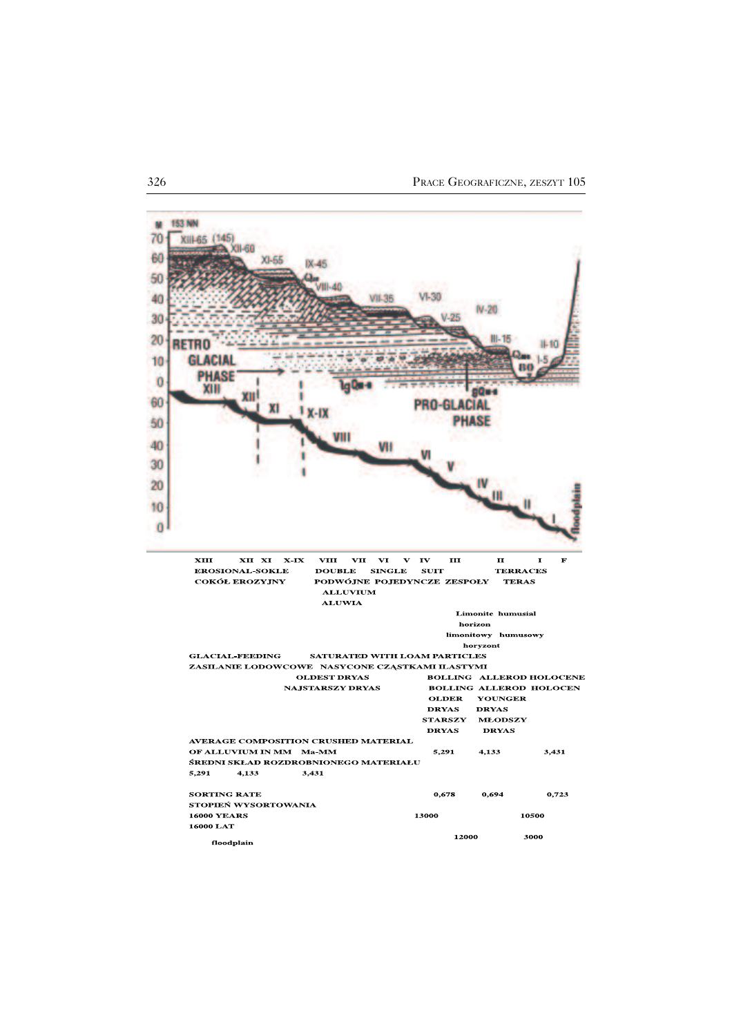XIII XII XI X-IX VIII VII VI V IV III II I F

EROSIONAL-SOKLE DOUBLE SINGLE SUIT TERRACES

COKÓŁ EROZYJNY PODWÓJNE POJEDYNCZE ZESPOŁY TERAS

ALLUVIUM

ALUWIA

Limonite humusial horizon

limonitowy humusowy horyzont

GLACIAL-FEEDING SATURATED WITH LOAM PARTICLES

ZASILANIE LODOWCOWE NASYCONE CZĄSTKAMI ILASTYMI

OLDEST DRYAS BOLLING ALLEROD HOLOCENE

NAJSTARSZY DRYAS BOLLING ALLEROD HOLOCEN

OLDER DRYAS YOUNGER DRYAS

STARSZY DRYAS MŁODSZY DRYAS

AVERAGE COMPOSITION CRUSHED MATERIAL OF ALLUVIUM IN MM Ma-MM 5,291 4,133 3,431

ŚREDNI SKŁAD ROZDROBNIONEGO MATERIAŁU

5,291 4,133 3,431

SORTING RATE 0,678 0,694 0,723

STOPIEŃ WYSORTOWANIA

16000 YEARS 13000 10500

16000 LAT

12000 3000

floodplain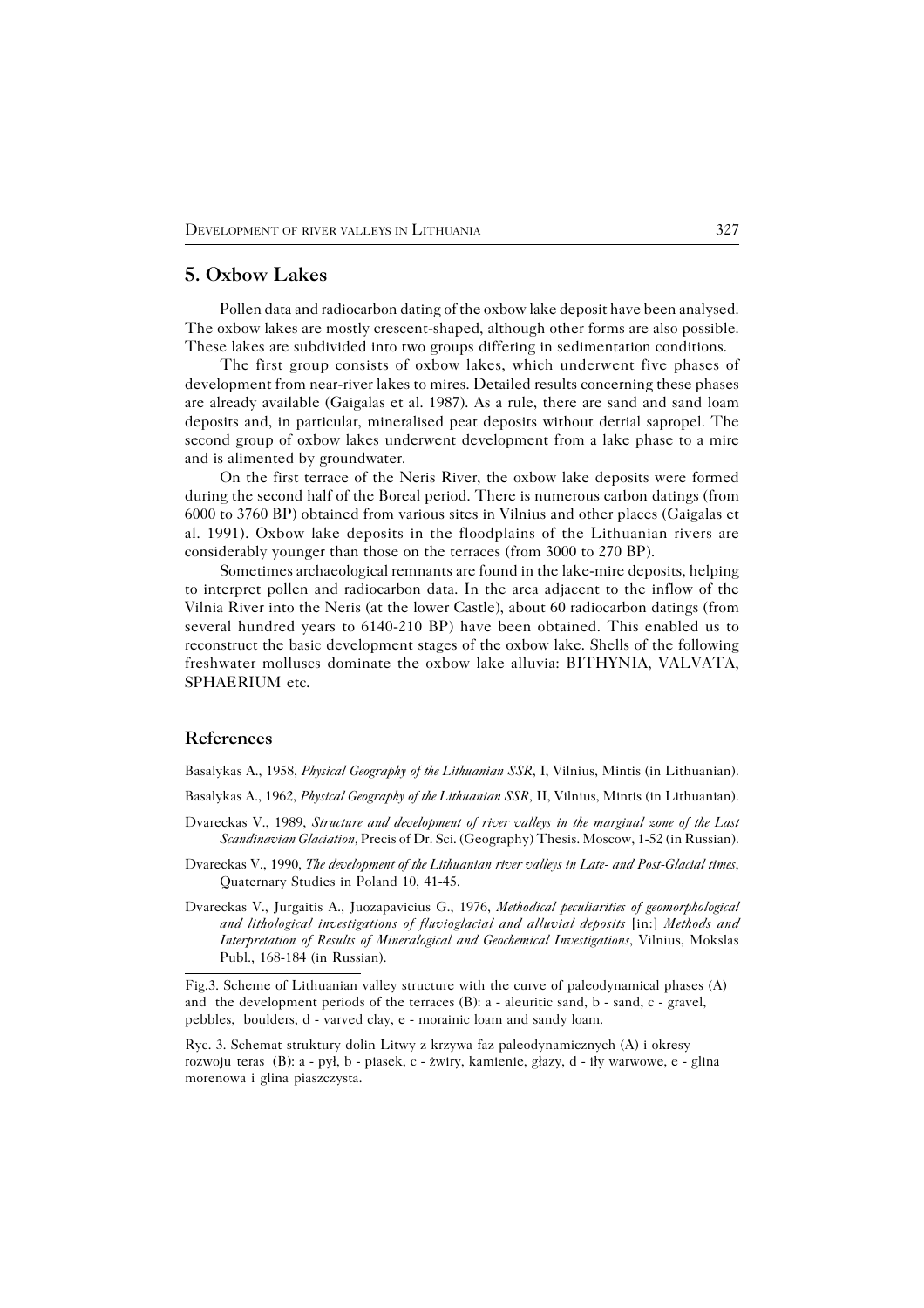## 5. Oxbow Lakes

Pollen data and radiocarbon dating of the oxbow lake deposit have been analysed. The oxbow lakes are mostly crescent-shaped, although other forms are also possible. These lakes are subdivided into two groups differing in sedimentation conditions.

The first group consists of oxbow lakes, which underwent five phases of development from near-river lakes to mires. Detailed results concerning these phases are already available (Gaigalas et al. 1987). As a rule, there are sand and sand loam deposits and, in particular, mineralised peat deposits without detrial sapropel. The second group of oxbow lakes underwent development from a lake phase to a mire and is alimented by groundwater.

On the first terrace of the Neris River, the oxbow lake deposits were formed during the second half of the Boreal period. There is numerous carbon datings (from 6000 to 3760 BP) obtained from various sites in Vilnius and other places (Gaigalas et al. 1991). Oxbow lake deposits in the floodplains of the Lithuanian rivers are considerably younger than those on the terraces (from 3000 to 270 BP).

Sometimes archaeological remnants are found in the lake-mire deposits, helping to interpret pollen and radiocarbon data. In the area adjacent to the inflow of the Vilnia River into the Neris (at the lower Castle), about 60 radiocarbon datings (from several hundred years to 6140-210 BP) have been obtained. This enabled us to reconstruct the basic development stages of the oxbow lake. Shells of the following freshwater molluscs dominate the oxbow lake alluvia: BITHYNIA, VALVATA, SPHAERIUM etc.

## References

Basalykas A., 1958, *Physical Geography of the Lithuanian SSR*, I, Vilnius, Mintis (in Lithuanian).

Basalykas A., 1962, *Physical Geography of the Lithuanian SSR*, II, Vilnius, Mintis (in Lithuanian).

Dvareckas V., 1989, *Structure and development of river valleys in the marginal zone of the Last Scandinavian Glaciation*, Precis of Dr. Sci. (Geography) Thesis. Moscow, 1-52 (in Russian).

Dvareckas V., 1990, *The development of the Lithuanian river valleys in Late- and Post-Glacial times*, Quaternary Studies in Poland 10, 41-45.

Dvareckas V., Jurgaitis A., Juozapavicius G., 1976, *Methodical peculiarities of geomorphological and lithological investigations of fluvioglacial and alluvial deposits* [in:] *Methods and Interpretation of Results of Mineralogical and Geochemical Investigations*, Vilnius, Mokslas Publ., 168-184 (in Russian).

Fig.3. Scheme of Lithuanian valley structure with the curve of paleodynamical phases (A) and the development periods of the terraces (B): a - aleuritic sand, b - sand, c - gravel, pebbles, boulders, d - varved clay, e - morainic loam and sandy loam.

Ryc. 3. Schemat struktury dolin Litwy z krzywa faz paleodynamicznych (A) i okresy rozwoju teras (B): a - pył, b - piasek, c - żwiry, kamienie, głazy, d - iły warwowe, e - glina morenowa i glina piaszczysta.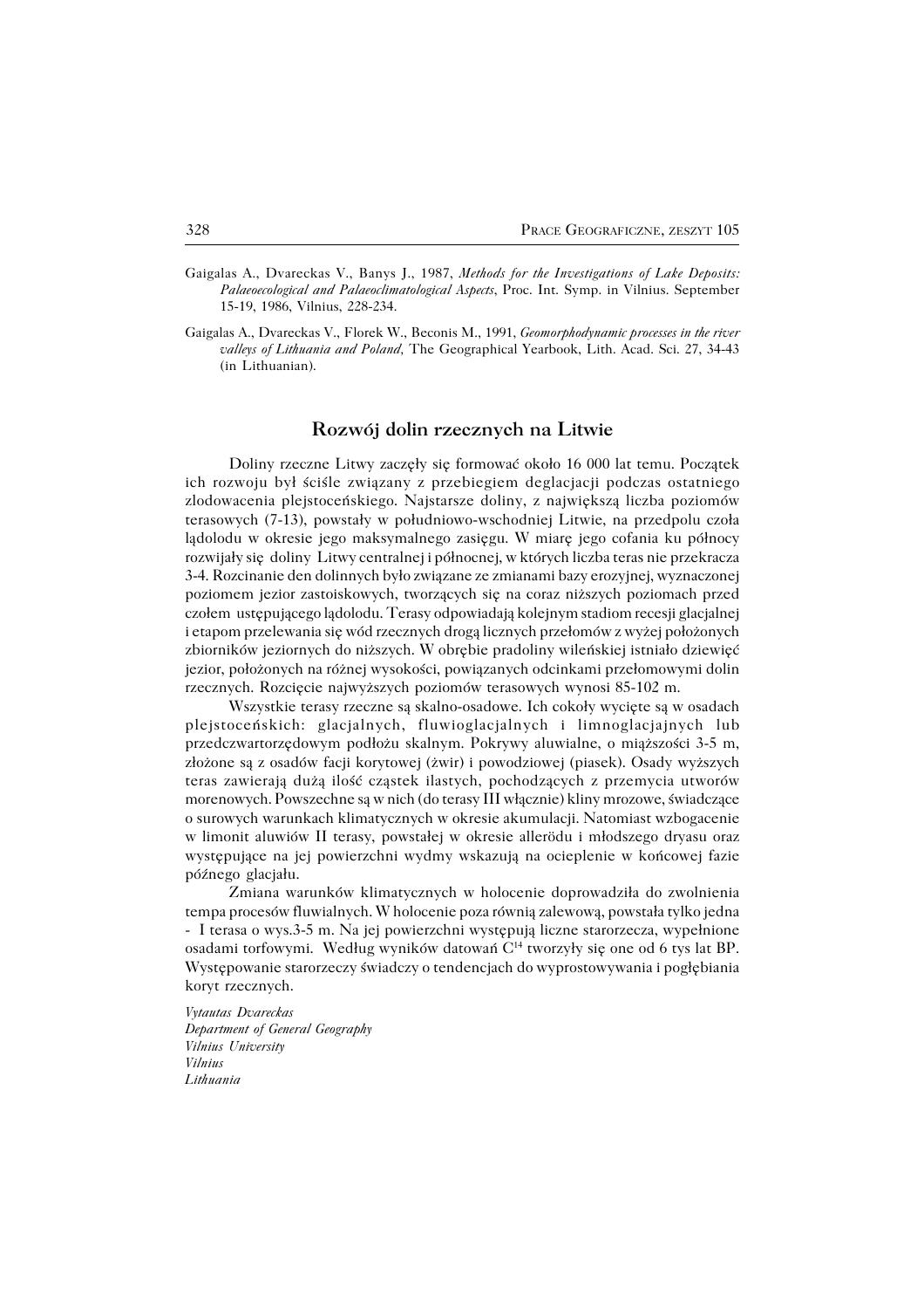Gaigalas A., Dvareckas V., Banys J., 1987, *Methods for the Investigations of Lake Deposits: Palaeoecological and Palaeoclimatological Aspects*, Proc. Int. Symp. in Vilnius. September 15-19, 1986, Vilnius, 228-234.

Gaigalas A., Dvareckas V., Florek W., Beconis M., 1991, *Geomorphodynamic processes in the river valleys of Lithuania and Poland,* The Geographical Yearbook, Lith. Acad. Sci. 27, 34-43 (in Lithuanian).

## Rozwój dolin rzecznych na Litwie

Doliny rzeczne Litwy zaczęły się formować około 16 000 lat temu. Początek ich rozwoju był ściśle związany z przebiegiem deglacjacji podczas ostatniego zlodowacenia plejstoceńskiego. Najstarsze doliny, z największą liczba poziomów terasowych (7-13), powstały w południowo-wschodniej Litwie, na przedpolu czoła lądolodu w okresie jego maksymalnego zasięgu. W miarę jego cofania ku północy rozwijały się doliny Litwy centralnej i północnej, w których liczba teras nie przekracza 3-4. Rozcinanie den dolinnych było związane ze zmianami bazy erozyjnej, wyznaczonej poziomem jezior zastoiskowych, tworzących się na coraz niższych poziomach przed czołem ustępującego lądolodu. Terasy odpowiadają kolejnym stadiom recesji glacjalnej i etapom przelewania się wód rzecznych drogą licznych przełomów z wyżej położonych zbiorników jeziornych do niższych. W obrębie pradoliny wileńskiej istniało dziewięć jezior, położonych na różnej wysokości, powiązanych odcinkami przełomowymi dolin rzecznych. Rozcięcie najwyższych poziomów terasowych wynosi 85-102 m.

Wszystkie terasy rzeczne są skalno-osadowe. Ich cokoły wycięte są w osadach plejstoceńskich: glacjalnych, fluwioglacjalnych i limnoglacjajnych lub przedczwartorzędowym podłożu skalnym. Pokrywy aluwialne, o miąższości 3-5 m, złożone są z osadów facji korytowej (żwir) i powodziowej (piasek). Osady wyższych teras zawierają dużą ilość cząstek ilastych, pochodzących z przemycia utworów morenowych. Powszechne są w nich (do terasy III włącznie) kliny mrozowe, świadczące o surowych warunkach klimatycznych w okresie akumulacji. Natomiast wzbogacenie w limonit aluwiów II terasy, powstałej w okresie allerödu i młodszego dryasu oraz występujące na jej powierzchni wydmy wskazują na ocieplenie w końcowej fazie późnego glacjału.

Zmiana warunków klimatycznych w holocenie doprowadziła do zwolnienia tempa procesów fluwialnych. W holocenie poza równią zalewową, powstała tylko jedna - I terasa o wys.3-5 m. Na jej powierzchni występują liczne starorzecza, wypełnione osadami torfowymi. Według wyników datowań $C^{14}$ tworzyły się one od 6 tys lat BP. Występowanie starorzeczy świadczy o tendencjach do wyprostowywania i pogłębiania koryt rzecznych.

*Vytautas Dvareckas*
*Department of General Geography*
*Vilnius University*
*Vilnius*
*Lithuania*